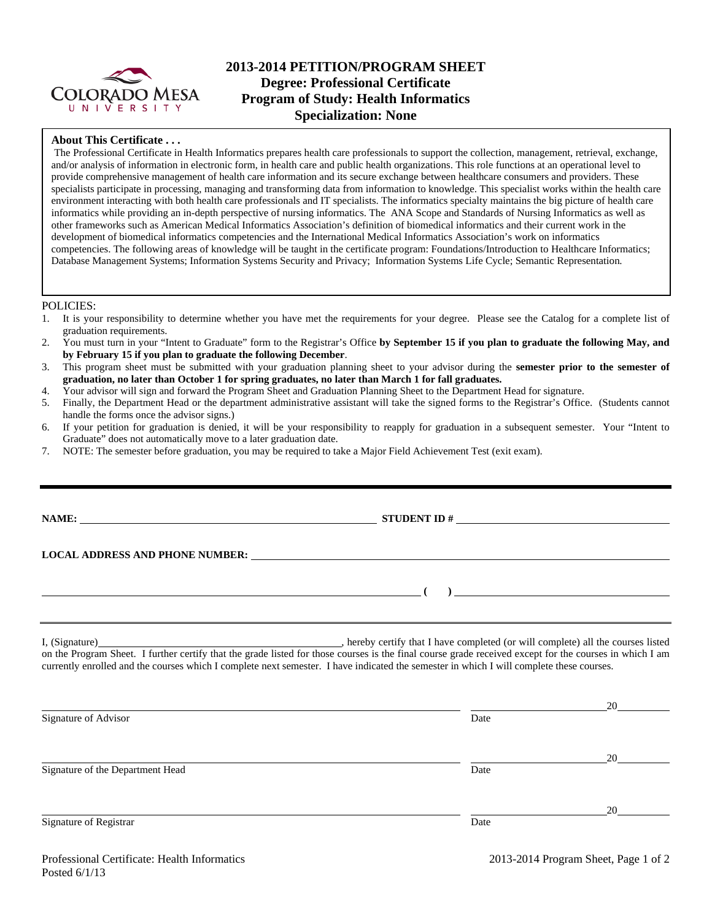# 2013-2014 PETITION/PROGRAM SHEET
## Degree: Professional Certificate
## Program of Study: Health Informatics
## Specialization: None

**About This Certificate . . .**

The Professional Certificate in Health Informatics prepares health care professionals to support the collection, management, retrieval, exchange, and/or analysis of information in electronic form, in health care and public health organizations. This role functions at an operational level to provide comprehensive management of health care information and its secure exchange between healthcare consumers and providers. These specialists participate in processing, managing and transforming data from information to knowledge. This specialist works within the health care environment interacting with both health care professionals and IT specialists. The informatics specialty maintains the big picture of health care informatics while providing an in-depth perspective of nursing informatics. The ANA Scope and Standards of Nursing Informatics as well as other frameworks such as American Medical Informatics Association's definition of biomedical informatics and their current work in the development of biomedical informatics competencies and the International Medical Informatics Association's work on informatics competencies. The following areas of knowledge will be taught in the certificate program: Foundations/Introduction to Healthcare Informatics; Database Management Systems; Information Systems Security and Privacy; Information Systems Life Cycle; Semantic Representation.

POLICIES:

1. It is your responsibility to determine whether you have met the requirements for your degree. Please see the Catalog for a complete list of graduation requirements.
2. You must turn in your "Intent to Graduate" form to the Registrar's Office **by September 15 if you plan to graduate the following May, and by February 15 if you plan to graduate the following December**.
3. This program sheet must be submitted with your graduation planning sheet to your advisor during the **semester prior to the semester of graduation, no later than October 1 for spring graduates, no later than March 1 for fall graduates.**
4. Your advisor will sign and forward the Program Sheet and Graduation Planning Sheet to the Department Head for signature.
5. Finally, the Department Head or the department administrative assistant will take the signed forms to the Registrar's Office. (Students cannot handle the forms once the advisor signs.)
6. If your petition for graduation is denied, it will be your responsibility to reapply for graduation in a subsequent semester. Your "Intent to Graduate" does not automatically move to a later graduation date.
7. NOTE: The semester before graduation, you may be required to take a Major Field Achievement Test (exit exam).

---

**NAME:** ______________________________ **STUDENT ID #** ______________________________

**LOCAL ADDRESS AND PHONE NUMBER:** ______________________________

______________________________ **( )** ______________________________

I, (Signature)______________________________, hereby certify that I have completed (or will complete) all the courses listed on the Program Sheet. I further certify that the grade listed for those courses is the final course grade received except for the courses in which I am currently enrolled and the courses which I complete next semester. I have indicated the semester in which I will complete these courses.

______________________________ ______________20______
Signature of Advisor Date

______________________________ ______________20______
Signature of the Department Head Date

______________________________ ______________20______
Signature of Registrar Date

Professional Certificate: Health Informatics
Posted 6/1/13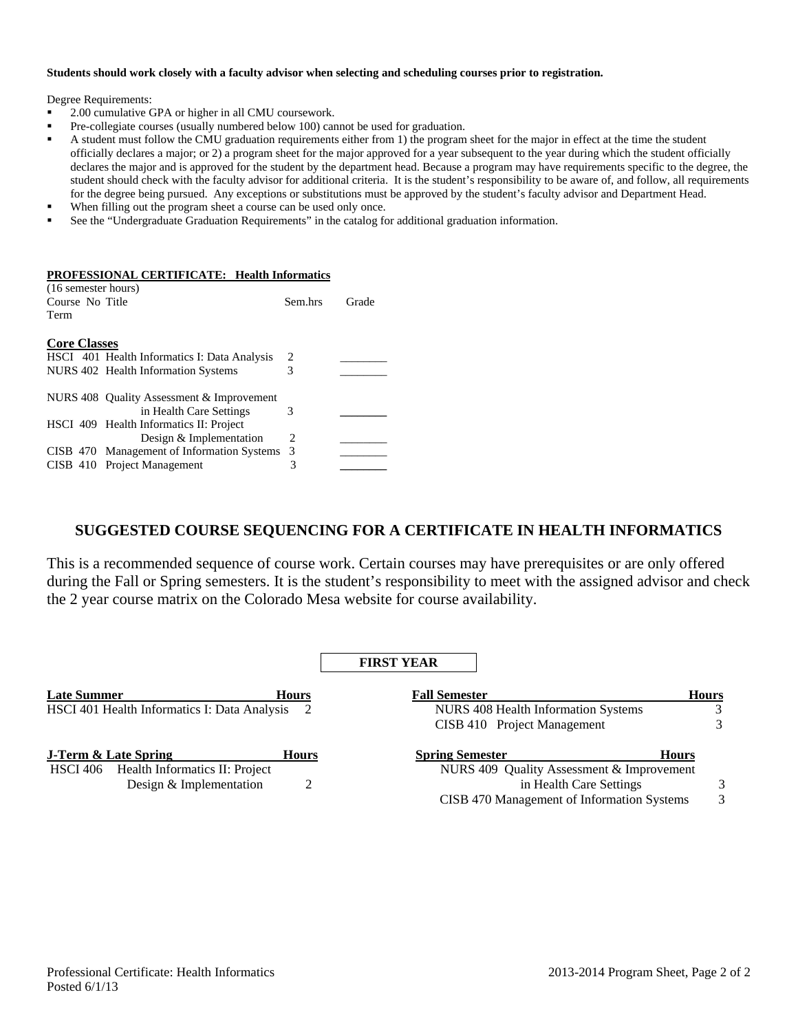**Students should work closely with a faculty advisor when selecting and scheduling courses prior to registration.**

Degree Requirements:

- 2.00 cumulative GPA or higher in all CMU coursework.
- Pre-collegiate courses (usually numbered below 100) cannot be used for graduation.
- A student must follow the CMU graduation requirements either from 1) the program sheet for the major in effect at the time the student officially declares a major; or 2) a program sheet for the major approved for a year subsequent to the year during which the student officially declares the major and is approved for the student by the department head. Because a program may have requirements specific to the degree, the student should check with the faculty advisor for additional criteria. It is the student's responsibility to be aware of, and follow, all requirements for the degree being pursued. Any exceptions or substitutions must be approved by the student's faculty advisor and Department Head.
- When filling out the program sheet a course can be used only once.
- See the "Undergraduate Graduation Requirements" in the catalog for additional graduation information.

**PROFESSIONAL CERTIFICATE: Health Informatics**

(16 semester hours)

| Course No | Title | Sem.hrs | Grade | Term |
|---|---|---|---|---|
| **Core Classes** | | | | |
| HSCI 401 | Health Informatics I: Data Analysis | 2 | ________ | |
| NURS 402 | Health Information Systems | 3 | ________ | |
| NURS 408 | Quality Assessment & Improvement in Health Care Settings | 3 | ________ | |
| HSCI 409 | Health Informatics II: Project Design & Implementation | 2 | ________ | |
| CISB 470 | Management of Information Systems | 3 | ________ | |
| CISB 410 | Project Management | 3 | ________ | |

## SUGGESTED COURSE SEQUENCING FOR A CERTIFICATE IN HEALTH INFORMATICS

This is a recommended sequence of course work. Certain courses may have prerequisites or are only offered during the Fall or Spring semesters. It is the student's responsibility to meet with the assigned advisor and check the 2 year course matrix on the Colorado Mesa website for course availability.

### FIRST YEAR

| Late Summer | Hours |
|---|---|
| HSCI 401 Health Informatics I: Data Analysis | 2 |

| Fall Semester | Hours |
|---|---|
| NURS 408 Health Information Systems | 3 |
| CISB 410 Project Management | 3 |

| J-Term & Late Spring | Hours |
|---|---|
| HSCI 406 Health Informatics II: Project Design & Implementation | 2 |

| Spring Semester | Hours |
|---|---|
| NURS 409 Quality Assessment & Improvement in Health Care Settings | 3 |
| CISB 470 Management of Information Systems | 3 |

Professional Certificate: Health Informatics
Posted 6/1/13